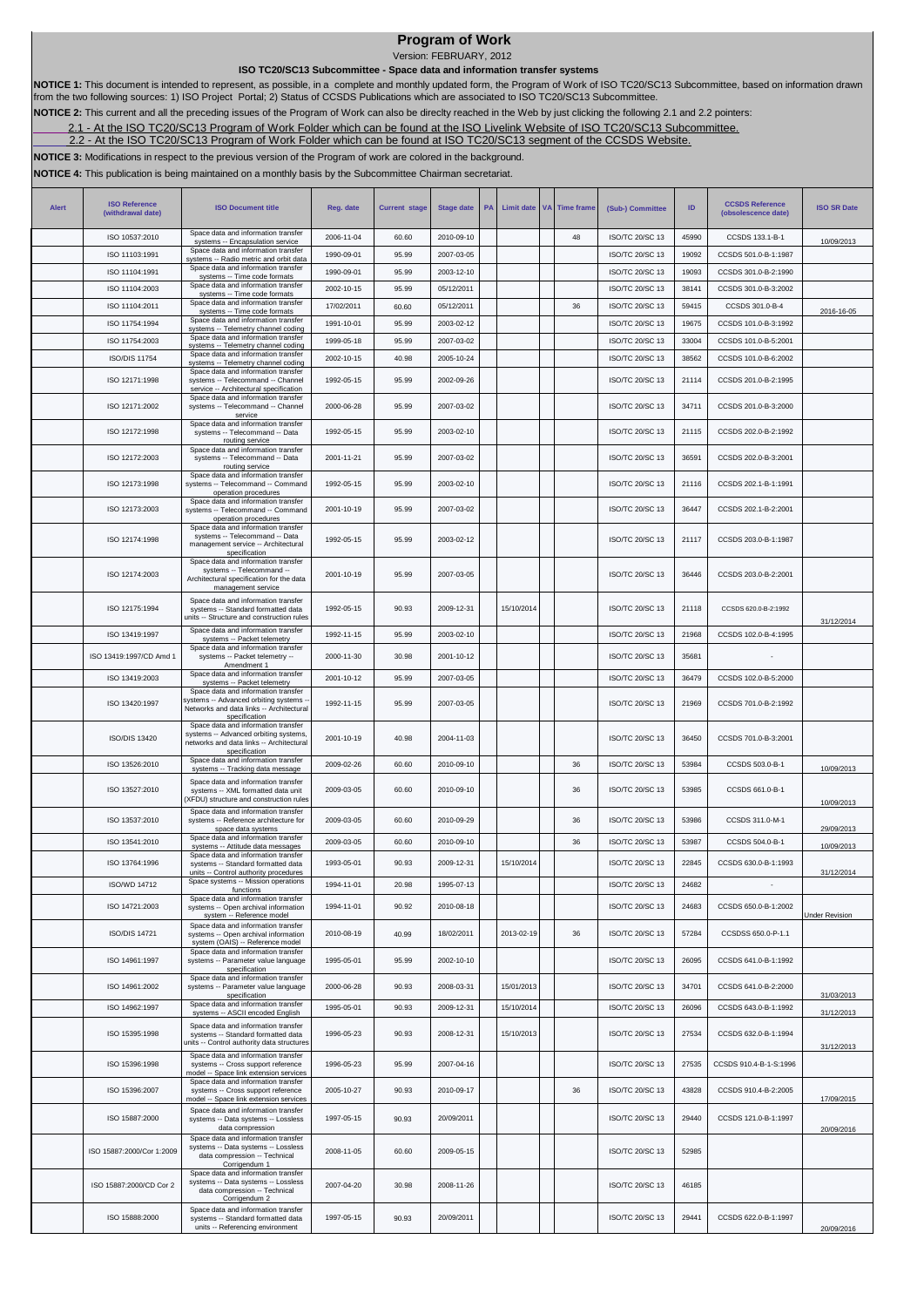# Program of Work

Version: FEBRUARY, 2012

**ISO TC20/SC13 Subcommittee - Space data and information transfer systems**

**NOTICE 1:** This document is intended to represent, as possible, in a complete and monthly updated form, the Program of Work of ISO TC20/SC13 Subcommittee, based on information drawn from the two following sources: 1) ISO Project Portal; 2) Status of CCSDS Publications which are associated to ISO TC20/SC13 Subcommittee.

**NOTICE 2:** This current and all the preceding issues of the Program of Work can also be direclty reached in the Web by just clicking the following 2.1 and 2.2 pointers:

2.1 - At the ISO TC20/SC13 Program of Work Folder which can be found at the ISO Livelink Website of ISO TC20/SC13 Subcommittee.

2.2 - At the ISO TC20/SC13 Program of Work Folder which can be found at ISO TC20/SC13 segment of the CCSDS Website.

**NOTICE 3:** Modifications in respect to the previous version of the Program of work are colored in the background.

**NOTICE 4:** This publication is being maintained on a monthly basis by the Subcommittee Chairman secretariat.

| Alert | ISO Reference (withdrawal date) | ISO Document title | Reg. date | Current stage | Stage date | PA | Limit date | VA | Time frame | (Sub-) Committee | ID | CCSDS Reference (obsolescence date) | ISO SR Date |
|---|---|---|---|---|---|---|---|---|---|---|---|---|---|
| | ISO 10537:2010 | Space data and information transfer systems -- Encapsulation service | 2006-11-04 | 60.60 | 2010-09-10 | | | | 48 | ISO/TC 20/SC 13 | 45990 | CCSDS 133.1-B-1 | 10/09/2013 |
| | ISO 11103:1991 | Space data and information transfer systems -- Radio metric and orbit data | 1990-09-01 | 95.99 | 2007-03-05 | | | | | ISO/TC 20/SC 13 | 19092 | CCSDS 501.0-B-1:1987 | |
| | ISO 11104:1991 | Space data and information transfer systems -- Time code formats | 1990-09-01 | 95.99 | 2003-12-10 | | | | | ISO/TC 20/SC 13 | 19093 | CCSDS 301.0-B-2:1990 | |
| | ISO 11104:2003 | Space data and information transfer systems -- Time code formats | 2002-10-15 | 95.99 | 05/12/2011 | | | | | ISO/TC 20/SC 13 | 38141 | CCSDS 301.0-B-3:2002 | |
| | ISO 11104:2011 | Space data and information transfer systems -- Time code formats | 17/02/2011 | 60.60 | 05/12/2011 | | | | 36 | ISO/TC 20/SC 13 | 59415 | CCSDS 301.0-B-4 | 2016-16-05 |
| | ISO 11754:1994 | Space data and information transfer systems -- Telemetry channel coding | 1991-10-01 | 95.99 | 2003-02-12 | | | | | ISO/TC 20/SC 13 | 19675 | CCSDS 101.0-B-3:1992 | |
| | ISO 11754:2003 | Space data and information transfer systems -- Telemetry channel coding | 1999-05-18 | 95.99 | 2007-03-02 | | | | | ISO/TC 20/SC 13 | 33004 | CCSDS 101.0-B-5:2001 | |
| | ISO/DIS 11754 | Space data and information transfer systems -- Telemetry channel coding | 2002-10-15 | 40.98 | 2005-10-24 | | | | | ISO/TC 20/SC 13 | 38562 | CCSDS 101.0-B-6:2002 | |
| | ISO 12171:1998 | Space data and information transfer systems -- Telecommand -- Channel service -- Architectural specification | 1992-05-15 | 95.99 | 2002-09-26 | | | | | ISO/TC 20/SC 13 | 21114 | CCSDS 201.0-B-2:1995 | |
| | ISO 12171:2002 | Space data and information transfer systems -- Telecommand -- Channel service | 2000-06-28 | 95.99 | 2007-03-02 | | | | | ISO/TC 20/SC 13 | 34711 | CCSDS 201.0-B-3:2000 | |
| | ISO 12172:1998 | Space data and information transfer systems -- Telecommand -- Data routing service | 1992-05-15 | 95.99 | 2003-02-10 | | | | | ISO/TC 20/SC 13 | 21115 | CCSDS 202.0-B-2:1992 | |
| | ISO 12172:2003 | Space data and information transfer systems -- Telecommand -- Data routing service | 2001-11-21 | 95.99 | 2007-03-02 | | | | | ISO/TC 20/SC 13 | 36591 | CCSDS 202.0-B-3:2001 | |
| | ISO 12173:1998 | Space data and information transfer systems -- Telecommand -- Command operation procedures | 1992-05-15 | 95.99 | 2003-02-10 | | | | | ISO/TC 20/SC 13 | 21116 | CCSDS 202.1-B-1:1991 | |
| | ISO 12173:2003 | Space data and information transfer systems -- Telecommand -- Command operation procedures | 2001-10-19 | 95.99 | 2007-03-02 | | | | | ISO/TC 20/SC 13 | 36447 | CCSDS 202.1-B-2:2001 | |
| | ISO 12174:1998 | Space data and information transfer systems -- Telecommand -- Data management service -- Architectural specification | 1992-05-15 | 95.99 | 2003-02-12 | | | | | ISO/TC 20/SC 13 | 21117 | CCSDS 203.0-B-1:1987 | |
| | ISO 12174:2003 | Space data and information transfer systems -- Telecommand -- Architectural specification for the data management service | 2001-10-19 | 95.99 | 2007-03-05 | | | | | ISO/TC 20/SC 13 | 36446 | CCSDS 203.0-B-2:2001 | |
| | ISO 12175:1994 | Space data and information transfer systems -- Standard formatted data units -- Structure and construction rules | 1992-05-15 | 90.93 | 2009-12-31 | | 15/10/2014 | | | ISO/TC 20/SC 13 | 21118 | CCSDS 620.0-B-2:1992 | 31/12/2014 |
| | ISO 13419:1997 | Space data and information transfer systems -- Packet telemetry | 1992-11-15 | 95.99 | 2003-02-10 | | | | | ISO/TC 20/SC 13 | 21968 | CCSDS 102.0-B-4:1995 | |
| | ISO 13419:1997/CD Amd 1 | Space data and information transfer systems -- Packet telemetry -- Amendment 1 | 2000-11-30 | 30.98 | 2001-10-12 | | | | | ISO/TC 20/SC 13 | 35681 | - | |
| | ISO 13419:2003 | Space data and information transfer systems -- Packet telemetry | 2001-10-12 | 95.99 | 2007-03-05 | | | | | ISO/TC 20/SC 13 | 36479 | CCSDS 102.0-B-5:2000 | |
| | ISO 13420:1997 | Space data and information transfer systems -- Advanced orbiting systems -- Networks and data links -- Architectural specification | 1992-11-15 | 95.99 | 2007-03-05 | | | | | ISO/TC 20/SC 13 | 21969 | CCSDS 701.0-B-2:1992 | |
| | ISO/DIS 13420 | Space data and information transfer systems -- Advanced orbiting systems, networks and data links -- Architectural specification | 2001-10-19 | 40.98 | 2004-11-03 | | | | | ISO/TC 20/SC 13 | 36450 | CCSDS 701.0-B-3:2001 | |
| | ISO 13526:2010 | Space data and information transfer systems -- Tracking data message | 2009-02-26 | 60.60 | 2010-09-10 | | | | 36 | ISO/TC 20/SC 13 | 53984 | CCSDS 503.0-B-1 | 10/09/2013 |
| | ISO 13527:2010 | Space data and information transfer systems -- XML formatted data unit (XFDU) structure and construction rules | 2009-03-05 | 60.60 | 2010-09-10 | | | | 36 | ISO/TC 20/SC 13 | 53985 | CCSDS 661.0-B-1 | 10/09/2013 |
| | ISO 13537:2010 | Space data and information transfer systems -- Reference architecture for space data systems | 2009-03-05 | 60.60 | 2010-09-29 | | | | 36 | ISO/TC 20/SC 13 | 53986 | CCSDS 311.0-M-1 | 29/09/2013 |
| | ISO 13541:2010 | Space data and information transfer systems -- Attitude data messages | 2009-03-05 | 60.60 | 2010-09-10 | | | | 36 | ISO/TC 20/SC 13 | 53987 | CCSDS 504.0-B-1 | 10/09/2013 |
| | ISO 13764:1996 | Space data and information transfer systems -- Standard formatted data units -- Control authority procedures | 1993-05-01 | 90.93 | 2009-12-31 | | 15/10/2014 | | | ISO/TC 20/SC 13 | 22845 | CCSDS 630.0-B-1:1993 | 31/12/2014 |
| | ISO/WD 14712 | Space systems -- Mission operations functions | 1994-11-01 | 20.98 | 1995-07-13 | | | | | ISO/TC 20/SC 13 | 24682 | - | |
| | ISO 14721:2003 | Space data and information transfer systems -- Open archival information system -- Reference model | 1994-11-01 | 90.92 | 2010-08-18 | | | | | ISO/TC 20/SC 13 | 24683 | CCSDS 650.0-B-1:2002 | Under Revision |
| | ISO/DIS 14721 | Space data and information transfer systems -- Open archival information system (OAIS) -- Reference model | 2010-08-19 | 40.99 | 18/02/2011 | | 2013-02-19 | | 36 | ISO/TC 20/SC 13 | 57284 | CCSDSS 650.0-P-1.1 | |
| | ISO 14961:1997 | Space data and information transfer systems -- Parameter value language specification | 1995-05-01 | 95.99 | 2002-10-10 | | | | | ISO/TC 20/SC 13 | 26095 | CCSDS 641.0-B-1:1992 | |
| | ISO 14961:2002 | Space data and information transfer systems -- Parameter value language specification | 2000-06-28 | 90.93 | 2008-03-31 | | 15/01/2013 | | | ISO/TC 20/SC 13 | 34701 | CCSDS 641.0-B-2:2000 | 31/03/2013 |
| | ISO 14962:1997 | Space data and information transfer systems -- ASCII encoded English | 1995-05-01 | 90.93 | 2009-12-31 | | 15/10/2014 | | | ISO/TC 20/SC 13 | 26096 | CCSDS 643.0-B-1:1992 | 31/12/2013 |
| | ISO 15395:1998 | Space data and information transfer systems -- Standard formatted data units -- Control authority data structures | 1996-05-23 | 90.93 | 2008-12-31 | | 15/10/2013 | | | ISO/TC 20/SC 13 | 27534 | CCSDS 632.0-B-1:1994 | 31/12/2013 |
| | ISO 15396:1998 | Space data and information transfer systems -- Cross support reference model -- Space link extension services | 1996-05-23 | 95.99 | 2007-04-16 | | | | | ISO/TC 20/SC 13 | 27535 | CCSDS 910.4-B-1-S:1996 | |
| | ISO 15396:2007 | Space data and information transfer systems -- Cross support reference model -- Space link extension services | 2005-10-27 | 90.93 | 2010-09-17 | | | | 36 | ISO/TC 20/SC 13 | 43828 | CCSDS 910.4-B-2:2005 | 17/09/2015 |
| | ISO 15887:2000 | Space data and information transfer systems -- Data systems -- Lossless data compression | 1997-05-15 | 90.93 | 20/09/2011 | | | | | ISO/TC 20/SC 13 | 29440 | CCSDS 121.0-B-1:1997 | 20/09/2016 |
| | ISO 15887:2000/Cor 1:2009 | Space data and information transfer systems -- Data systems -- Lossless data compression -- Technical Corrigendum 1 | 2008-11-05 | 60.60 | 2009-05-15 | | | | | ISO/TC 20/SC 13 | 52985 | | |
| | ISO 15887:2000/CD Cor 2 | Space data and information transfer systems -- Data systems -- Lossless data compression -- Technical Corrigendum 2 | 2007-04-20 | 30.98 | 2008-11-26 | | | | | ISO/TC 20/SC 13 | 46185 | | |
| | ISO 15888:2000 | Space data and information transfer systems -- Standard formatted data units -- Referencing environment | 1997-05-15 | 90.93 | 20/09/2011 | | | | | ISO/TC 20/SC 13 | 29441 | CCSDS 622.0-B-1:1997 | 20/09/2016 |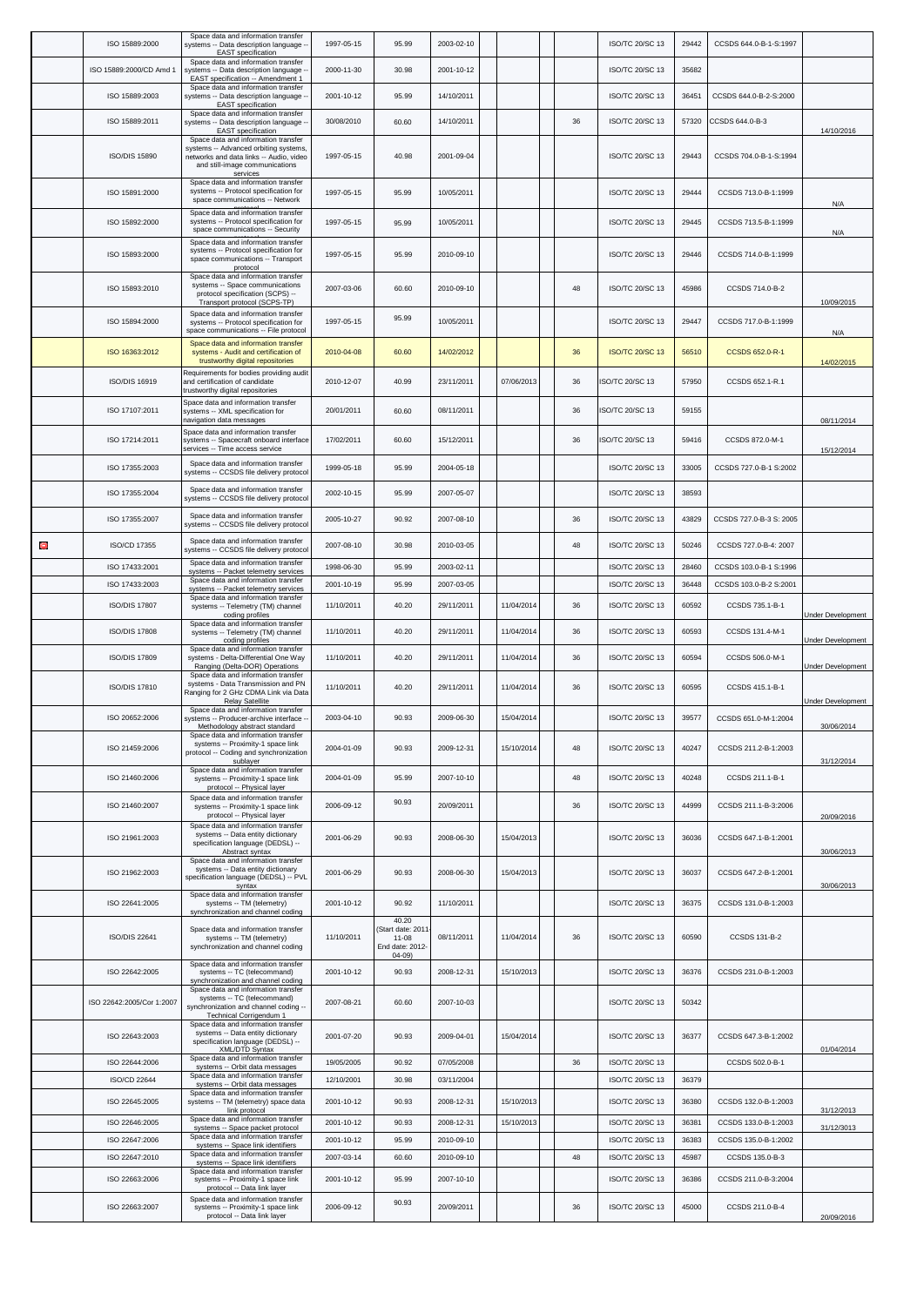| | | | | | | | | | | | | | |
|---|---|---|---|---|---|---|---|---|---|---|---|---|---|
| | ISO 15889:2000 | Space data and information transfer systems -- Data description language -- EAST specification | 1997-05-15 | 95.99 | 2003-02-10 | | | | ISO/TC 20/SC 13 | 29442 | CCSDS 644.0-B-1-S:1997 | |
| | ISO 15889:2000/CD Amd 1 | Space data and information transfer systems -- Data description language -- EAST specification -- Amendment 1 | 2000-11-30 | 30.98 | 2001-10-12 | | | | ISO/TC 20/SC 13 | 35682 | | |
| | ISO 15889:2003 | Space data and information transfer systems -- Data description language -- EAST specification | 2001-10-12 | 95.99 | 14/10/2011 | | | | ISO/TC 20/SC 13 | 36451 | CCSDS 644.0-B-2-S:2000 | |
| | ISO 15889:2011 | Space data and information transfer systems -- Data description language -- EAST specification | 30/08/2010 | 60.60 | 14/10/2011 | | | 36 | ISO/TC 20/SC 13 | 57320 | CCSDS 644.0-B-3 | 14/10/2016 |
| | ISO/DIS 15890 | Space data and information transfer systems -- Advanced orbiting systems, networks and data links -- Audio, video and still-image communications services | 1997-05-15 | 40.98 | 2001-09-04 | | | | ISO/TC 20/SC 13 | 29443 | CCSDS 704.0-B-1-S:1994 | |
| | ISO 15891:2000 | Space data and information transfer systems -- Protocol specification for space communications -- Network protocol | 1997-05-15 | 95.99 | 10/05/2011 | | | | ISO/TC 20/SC 13 | 29444 | CCSDS 713.0-B-1:1999 | N/A |
| | ISO 15892:2000 | Space data and information transfer systems -- Protocol specification for space communications -- Security protocol | 1997-05-15 | 95.99 | 10/05/2011 | | | | ISO/TC 20/SC 13 | 29445 | CCSDS 713.5-B-1:1999 | N/A |
| | ISO 15893:2000 | Space data and information transfer systems -- Protocol specification for space communications -- Transport protocol | 1997-05-15 | 95.99 | 2010-09-10 | | | | ISO/TC 20/SC 13 | 29446 | CCSDS 714.0-B-1:1999 | |
| | ISO 15893:2010 | Space data and information transfer systems -- Space communications protocol specification (SCPS) -- Transport protocol (SCPS-TP) | 2007-03-06 | 60.60 | 2010-09-10 | | | 48 | ISO/TC 20/SC 13 | 45986 | CCSDS 714.0-B-2 | 10/09/2015 |
| | ISO 15894:2000 | Space data and information transfer systems -- Protocol specification for space communications -- File protocol | 1997-05-15 | 95.99 | 10/05/2011 | | | | ISO/TC 20/SC 13 | 29447 | CCSDS 717.0-B-1:1999 | N/A |
| | ISO 16363:2012 | Space data and information transfer systems - Audit and certification of trustworthy digital repositories | 2010-04-08 | 60.60 | 14/02/2012 | | | 36 | ISO/TC 20/SC 13 | 56510 | CCSDS 652.0-R-1 | 14/02/2015 |
| | ISO/DIS 16919 | Requirements for bodies providing audit and certification of candidate trustworthy digital repositories | 2010-12-07 | 40.99 | 23/11/2011 | 07/06/2013 | | 36 | ISO/TC 20/SC 13 | 57950 | CCSDS 652.1-R.1 | |
| | ISO 17107:2011 | Space data and information transfer systems -- XML specification for navigation data messages | 20/01/2011 | 60.60 | 08/11/2011 | | | 36 | ISO/TC 20/SC 13 | 59155 | | 08/11/2014 |
| | ISO 17214:2011 | Space data and information transfer systems -- Spacecraft onboard interface services -- Time access service | 17/02/2011 | 60.60 | 15/12/2011 | | | 36 | ISO/TC 20/SC 13 | 59416 | CCSDS 872.0-M-1 | 15/12/2014 |
| | ISO 17355:2003 | Space data and information transfer systems -- CCSDS file delivery protocol | 1999-05-18 | 95.99 | 2004-05-18 | | | | ISO/TC 20/SC 13 | 33005 | CCSDS 727.0-B-1 S:2002 | |
| | ISO 17355:2004 | Space data and information transfer systems -- CCSDS file delivery protocol | 2002-10-15 | 95.99 | 2007-05-07 | | | | ISO/TC 20/SC 13 | 38593 | | |
| | ISO 17355:2007 | Space data and information transfer systems -- CCSDS file delivery protocol | 2005-10-27 | 90.92 | 2007-08-10 | | | 36 | ISO/TC 20/SC 13 | 43829 | CCSDS 727.0-B-3 S: 2005 | |
| | ISO/CD 17355 | Space data and information transfer systems -- CCSDS file delivery protocol | 2007-08-10 | 30.98 | 2010-03-05 | | | 48 | ISO/TC 20/SC 13 | 50246 | CCSDS 727.0-B-4: 2007 | |
| | ISO 17433:2001 | Space data and information transfer systems -- Packet telemetry services | 1998-06-30 | 95.99 | 2003-02-11 | | | | ISO/TC 20/SC 13 | 28460 | CCSDS 103.0-B-1 S:1996 | |
| | ISO 17433:2003 | Space data and information transfer systems -- Packet telemetry services | 2001-10-19 | 95.99 | 2007-03-05 | | | | ISO/TC 20/SC 13 | 36448 | CCSDS 103.0-B-2 S:2001 | |
| | ISO/DIS 17807 | Space data and information transfer systems -- Telemetry (TM) channel coding profiles | 11/10/2011 | 40.20 | 29/11/2011 | 11/04/2014 | | 36 | ISO/TC 20/SC 13 | 60592 | CCSDS 735.1-B-1 | Under Development |
| | ISO/DIS 17808 | Space data and information transfer systems -- Telemetry (TM) channel coding profiles | 11/10/2011 | 40.20 | 29/11/2011 | 11/04/2014 | | 36 | ISO/TC 20/SC 13 | 60593 | CCSDS 131.4-M-1 | Under Development |
| | ISO/DIS 17809 | Space data and information transfer systems - Delta-Differential One Way Ranging (Delta-DOR) Operations | 11/10/2011 | 40.20 | 29/11/2011 | 11/04/2014 | | 36 | ISO/TC 20/SC 13 | 60594 | CCSDS 506.0-M-1 | Under Development |
| | ISO/DIS 17810 | Space data and information transfer systems - Data Transmission and PN Ranging for 2 GHz CDMA Link via Data Relay Satellite | 11/10/2011 | 40.20 | 29/11/2011 | 11/04/2014 | | 36 | ISO/TC 20/SC 13 | 60595 | CCSDS 415.1-B-1 | Under Development |
| | ISO 20652:2006 | Space data and information transfer systems -- Producer-archive interface -- Methodology abstract standard | 2003-04-10 | 90.93 | 2009-06-30 | 15/04/2014 | | | ISO/TC 20/SC 13 | 39577 | CCSDS 651.0-M-1:2004 | 30/06/2014 |
| | ISO 21459:2006 | Space data and information transfer systems -- Proximity-1 space link protocol -- Coding and synchronization sublayer | 2004-01-09 | 90.93 | 2009-12-31 | 15/10/2014 | | 48 | ISO/TC 20/SC 13 | 40247 | CCSDS 211.2-B-1:2003 | 31/12/2014 |
| | ISO 21460:2006 | Space data and information transfer systems -- Proximity-1 space link protocol -- Physical layer | 2004-01-09 | 95.99 | 2007-10-10 | | | 48 | ISO/TC 20/SC 13 | 40248 | CCSDS 211.1-B-1 | |
| | ISO 21460:2007 | Space data and information transfer systems -- Proximity-1 space link protocol -- Physical layer | 2006-09-12 | 90.93 | 20/09/2011 | | | 36 | ISO/TC 20/SC 13 | 44999 | CCSDS 211.1-B-3:2006 | 20/09/2016 |
| | ISO 21961:2003 | Space data and information transfer systems -- Data entity dictionary specification language (DEDSL) -- Abstract syntax | 2001-06-29 | 90.93 | 2008-06-30 | 15/04/2013 | | | ISO/TC 20/SC 13 | 36036 | CCSDS 647.1-B-1:2001 | 30/06/2013 |
| | ISO 21962:2003 | Space data and information transfer systems -- Data entity dictionary specification language (DEDSL) -- PVL syntax | 2001-06-29 | 90.93 | 2008-06-30 | 15/04/2013 | | | ISO/TC 20/SC 13 | 36037 | CCSDS 647.2-B-1:2001 | 30/06/2013 |
| | ISO 22641:2005 | Space data and information transfer systems -- TM (telemetry) synchronization and channel coding | 2001-10-12 | 90.92 | 11/10/2011 | | | | ISO/TC 20/SC 13 | 36375 | CCSDS 131.0-B-1:2003 | |
| | ISO/DIS 22641 | Space data and information transfer systems -- TM (telemetry) synchronization and channel coding | 11/10/2011 | 40.20 (Start date: 2011-11-08 End date: 2012-04-09) | 08/11/2011 | 11/04/2014 | | 36 | ISO/TC 20/SC 13 | 60590 | CCSDS 131-B-2 | |
| | ISO 22642:2005 | Space data and information transfer systems -- TC (telecommand) synchronization and channel coding | 2001-10-12 | 90.93 | 2008-12-31 | 15/10/2013 | | | ISO/TC 20/SC 13 | 36376 | CCSDS 231.0-B-1:2003 | |
| | ISO 22642:2005/Cor 1:2007 | Space data and information transfer systems -- TC (telecommand) synchronization and channel coding -- Technical Corrigendum 1 | 2007-08-21 | 60.60 | 2007-10-03 | | | | ISO/TC 20/SC 13 | 50342 | | |
| | ISO 22643:2003 | Space data and information transfer systems -- Data entity dictionary specification language (DEDSL) -- XML/DTD Syntax | 2001-07-20 | 90.93 | 2009-04-01 | 15/04/2014 | | | ISO/TC 20/SC 13 | 36377 | CCSDS 647.3-B-1:2002 | 01/04/2014 |
| | ISO 22644:2006 | Space data and information transfer systems -- Orbit data messages | 19/05/2005 | 90.92 | 07/05/2008 | | | 36 | ISO/TC 20/SC 13 | | CCSDS 502.0-B-1 | |
| | ISO/CD 22644 | Space data and information transfer systems -- Orbit data messages | 12/10/2001 | 30.98 | 03/11/2004 | | | | ISO/TC 20/SC 13 | 36379 | | |
| | ISO 22645:2005 | Space data and information transfer systems -- TM (telemetry) space data link protocol | 2001-10-12 | 90.93 | 2008-12-31 | 15/10/2013 | | | ISO/TC 20/SC 13 | 36380 | CCSDS 132.0-B-1:2003 | 31/12/2013 |
| | ISO 22646:2005 | Space data and information transfer systems -- Space packet protocol | 2001-10-12 | 90.93 | 2008-12-31 | 15/10/2013 | | | ISO/TC 20/SC 13 | 36381 | CCSDS 133.0-B-1:2003 | 31/12/3013 |
| | ISO 22647:2006 | Space data and information transfer systems -- Space link identifiers | 2001-10-12 | 95.99 | 2010-09-10 | | | | ISO/TC 20/SC 13 | 36383 | CCSDS 135.0-B-1:2002 | |
| | ISO 22647:2010 | Space data and information transfer systems -- Space link identifiers | 2007-03-14 | 60.60 | 2010-09-10 | | | 48 | ISO/TC 20/SC 13 | 45987 | CCSDS 135.0-B-3 | |
| | ISO 22663:2006 | Space data and information transfer systems -- Proximity-1 space link protocol -- Data link layer | 2001-10-12 | 95.99 | 2007-10-10 | | | | ISO/TC 20/SC 13 | 36386 | CCSDS 211.0-B-3:2004 | |
| | ISO 22663:2007 | Space data and information transfer systems -- Proximity-1 space link protocol -- Data link layer | 2006-09-12 | 90.93 | 20/09/2011 | | | 36 | ISO/TC 20/SC 13 | 45000 | CCSDS 211.0-B-4 | 20/09/2016 |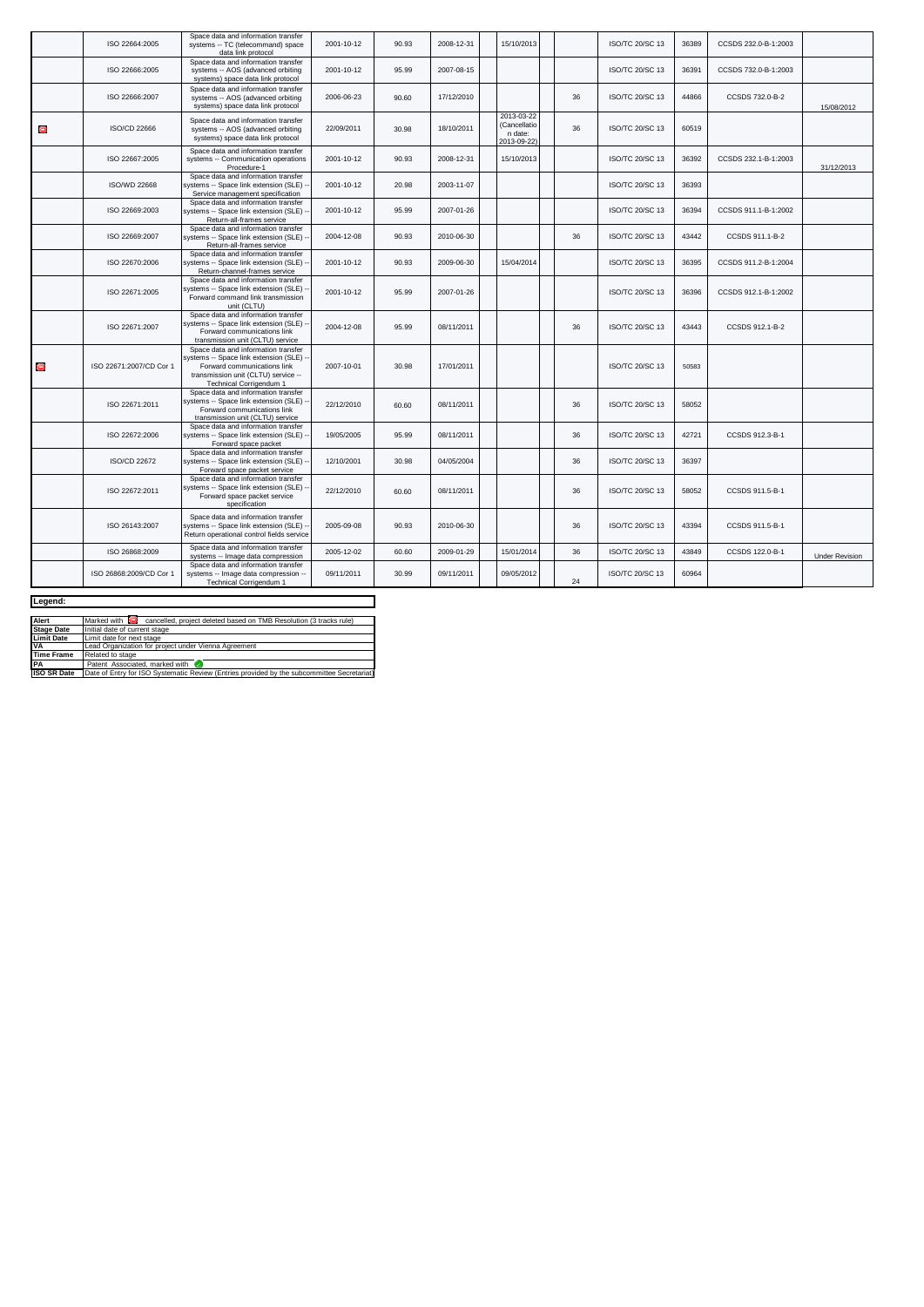| | | | | | | | | | | | | | |
|---|---|---|---|---|---|---|---|---|---|---|---|---|---|
| | ISO 22664:2005 | Space data and information transfer systems -- TC (telecommand) space data link protocol | 2001-10-12 | 90.93 | 2008-12-31 | | 15/10/2013 | | | ISO/TC 20/SC 13 | 36389 | CCSDS 232.0-B-1:2003 | |
| | ISO 22666:2005 | Space data and information transfer systems -- AOS (advanced orbiting systems) space data link protocol | 2001-10-12 | 95.99 | 2007-08-15 | | | | | ISO/TC 20/SC 13 | 36391 | CCSDS 732.0-B-1:2003 | |
| | ISO 22666:2007 | Space data and information transfer systems -- AOS (advanced orbiting systems) space data link protocol | 2006-06-23 | 90.60 | 17/12/2010 | | | | 36 | ISO/TC 20/SC 13 | 44866 | CCSDS 732.0-B-2 | 15/08/2012 |
| ⛔ | ISO/CD 22666 | Space data and information transfer systems -- AOS (advanced orbiting systems) space data link protocol | 22/09/2011 | 30.98 | 18/10/2011 | | 2013-03-22 (Cancellation date: 2013-09-22) | | 36 | ISO/TC 20/SC 13 | 60519 | | |
| | ISO 22667:2005 | Space data and information transfer systems -- Communication operations Procedure-1 | 2001-10-12 | 90.93 | 2008-12-31 | | 15/10/2013 | | | ISO/TC 20/SC 13 | 36392 | CCSDS 232.1-B-1:2003 | 31/12/2013 |
| | ISO/WD 22668 | Space data and information transfer systems -- Space link extension (SLE) -- Service management specification | 2001-10-12 | 20.98 | 2003-11-07 | | | | | ISO/TC 20/SC 13 | 36393 | | |
| | ISO 22669:2003 | Space data and information transfer systems -- Space link extension (SLE) -- Return-all-frames service | 2001-10-12 | 95.99 | 2007-01-26 | | | | | ISO/TC 20/SC 13 | 36394 | CCSDS 911.1-B-1:2002 | |
| | ISO 22669:2007 | Space data and information transfer systems -- Space link extension (SLE) -- Return-all-frames service | 2004-12-08 | 90.93 | 2010-06-30 | | | | 36 | ISO/TC 20/SC 13 | 43442 | CCSDS 911.1-B-2 | |
| | ISO 22670:2006 | Space data and information transfer systems -- Space link extension (SLE) -- Return-channel-frames service | 2001-10-12 | 90.93 | 2009-06-30 | | 15/04/2014 | | | ISO/TC 20/SC 13 | 36395 | CCSDS 911.2-B-1:2004 | |
| | ISO 22671:2005 | Space data and information transfer systems -- Space link extension (SLE) -- Forward command link transmission unit (CLTU) | 2001-10-12 | 95.99 | 2007-01-26 | | | | | ISO/TC 20/SC 13 | 36396 | CCSDS 912.1-B-1:2002 | |
| | ISO 22671:2007 | Space data and information transfer systems -- Space link extension (SLE) -- Forward communications link transmission unit (CLTU) service | 2004-12-08 | 95.99 | 08/11/2011 | | | | 36 | ISO/TC 20/SC 13 | 43443 | CCSDS 912.1-B-2 | |
| ⛔ | ISO 22671:2007/CD Cor 1 | Space data and information transfer systems -- Space link extension (SLE) -- Forward communications link transmission unit (CLTU) service -- Technical Corrigendum 1 | 2007-10-01 | 30.98 | 17/01/2011 | | | | | ISO/TC 20/SC 13 | 50583 | | |
| | ISO 22671:2011 | Space data and information transfer systems -- Space link extension (SLE) -- Forward communications link transmission unit (CLTU) service | 22/12/2010 | 60.60 | 08/11/2011 | | | | 36 | ISO/TC 20/SC 13 | 58052 | | |
| | ISO 22672:2006 | Space data and information transfer systems -- Space link extension (SLE) -- Forward space packet | 19/05/2005 | 95.99 | 08/11/2011 | | | | 36 | ISO/TC 20/SC 13 | 42721 | CCSDS 912.3-B-1 | |
| | ISO/CD 22672 | Space data and information transfer systems -- Space link extension (SLE) -- Forward space packet service | 12/10/2001 | 30.98 | 04/05/2004 | | | | 36 | ISO/TC 20/SC 13 | 36397 | | |
| | ISO 22672:2011 | Space data and information transfer systems -- Space link extension (SLE) -- Forward space packet service specification | 22/12/2010 | 60.60 | 08/11/2011 | | | | 36 | ISO/TC 20/SC 13 | 58052 | CCSDS 911.5-B-1 | |
| | ISO 26143:2007 | Space data and information transfer systems -- Space link extension (SLE) -- Return operational control fields service | 2005-09-08 | 90.93 | 2010-06-30 | | | | 36 | ISO/TC 20/SC 13 | 43394 | CCSDS 911.5-B-1 | |
| | ISO 26868:2009 | Space data and information transfer systems -- Image data compression | 2005-12-02 | 60.60 | 2009-01-29 | | 15/01/2014 | | 36 | ISO/TC 20/SC 13 | 43849 | CCSDS 122.0-B-1 | Under Revision |
| | ISO 26868:2009/CD Cor 1 | Space data and information transfer systems -- Image data compression -- Technical Corrigendum 1 | 09/11/2011 | 30.99 | 09/11/2011 | | 09/05/2012 | | 24 | ISO/TC 20/SC 13 | 60964 | | |

**Legend:**

| | |
|---|---|
| **Alert** | Marked with ⛔ cancelled, project deleted based on TMB Resolution (3 tracks rule) |
| **Stage Date** | Initial date of current stage |
| **Limit Date** | Limit date for next stage |
| **VA** | Lead Organization for project under Vienna Agreement |
| **Time Frame** | Related to stage |
| **PA** | Patent Associated, marked with ✅ |
| **ISO SR Date** | Date of Entry for ISO Systematic Review (Entries provided by the subcommittee Secretariat) |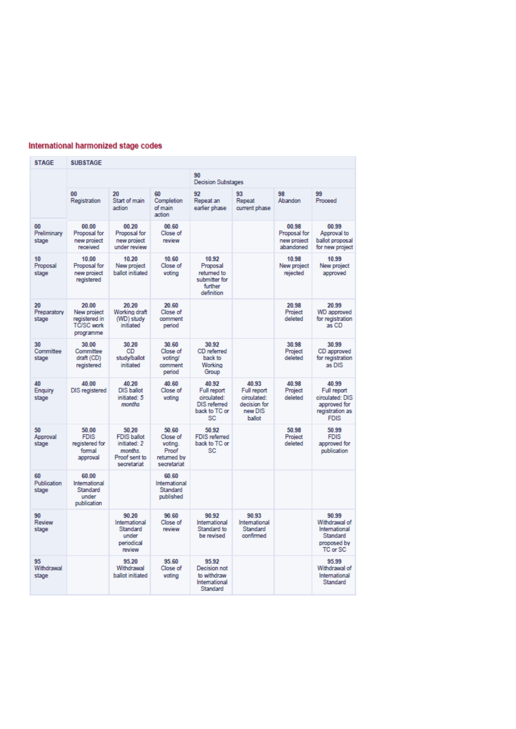## International harmonized stage codes

| STAGE | SUBSTAGE | | | | | | |
|---|---|---|---|---|---|---|---|
| | | | | 90 Decision Substages | | | |
| | 00 Registration | 20 Start of main action | 60 Completion of main action | 92 Repeat an earlier phase | 93 Repeat current phase | 98 Abandon | 99 Proceed |
| 00 Preliminary stage | 00.00 Proposal for new project received | 00.20 Proposal for new project under review | 00.60 Close of review | | | 00.98 Proposal for new project abandoned | 00.99 Approval to ballot proposal for new project |
| 10 Proposal stage | 10.00 Proposal for new project registered | 10.20 New project ballot initiated | 10.60 Close of voting | 10.92 Proposal returned to submitter for further definition | | 10.98 New project rejected | 10.99 New project approved |
| 20 Preparatory stage | 20.00 New project registered in TC/SC work programme | 20.20 Working draft (WD) study initiated | 20.60 Close of comment period | | | 20.98 Project deleted | 20.99 WD approved for registration as CD |
| 30 Committee stage | 30.00 Committee draft (CD) registered | 30.20 CD study/ballot initiated | 30.60 Close of voting/ comment period | 30.92 CD referred back to Working Group | | 30.98 Project deleted | 30.99 CD approved for registration as DIS |
| 40 Enquiry stage | 40.00 DIS registered | 40.20 DIS ballot initiated: 5 *months* | 40.60 Close of voting | 40.92 Full report circulated: DIS referred back to TC or SC | 40.93 Full report circulated: decision for new DIS ballot | 40.98 Project deleted | 40.99 Full report circulated: DIS approved for registration as FDIS |
| 50 Approval stage | 50.00 FDIS registered for formal approval | 50.20 FDIS ballot initiated: 2 *months.* Proof sent to secretariat | 50.60 Close of voting. Proof returned by secretariat | 50.92 FDIS referred back to TC or SC | | 50.98 Project deleted | 50.99 FDIS approved for publication |
| 60 Publication stage | 60.00 International Standard under publication | | 60.60 International Standard published | | | | |
| 90 Review stage | | 90.20 International Standard under periodical review | 90.60 Close of review | 90.92 International Standard to be revised | 90.93 International Standard confirmed | | 90.99 Withdrawal of International Standard proposed by TC or SC |
| 95 Withdrawal stage | | 95.20 Withdrawal ballot initiated | 95.60 Close of voting | 95.92 Decision not to withdraw International Standard | | | 95.99 Withdrawal of International Standard |